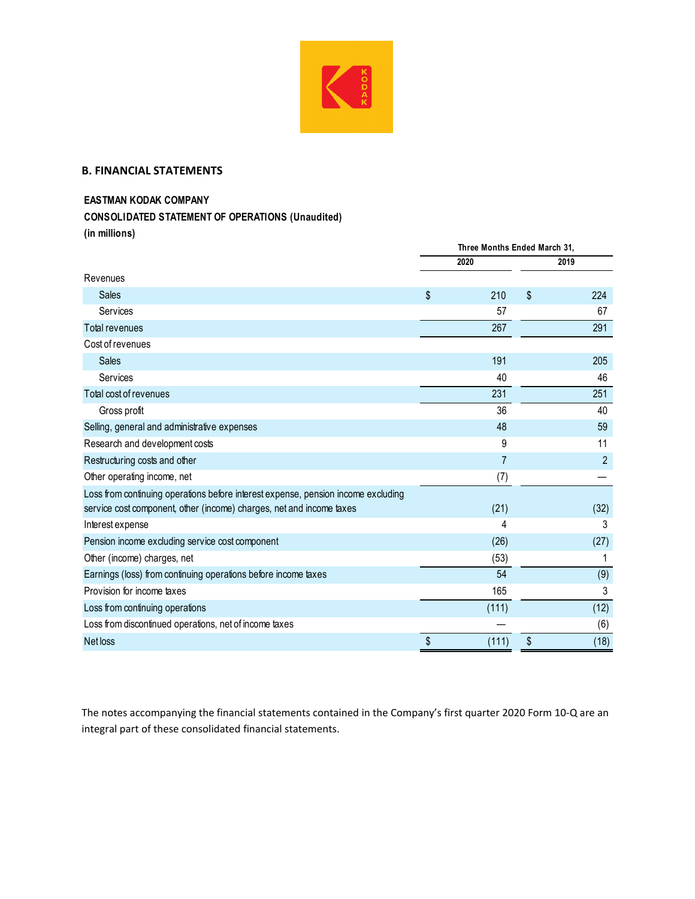## B. FINANCIAL STATEMENTS

**EASTMAN KODAK COMPANY**

**CONSOLIDATED STATEMENT OF OPERATIONS (Unaudited)**

**(in millions)**

| | Three Months Ended March 31, | |
|---|---|---|
| | 2020 | 2019 |
| Revenues | | |
| Sales | $ 210 | $ 224 |
| Services | 57 | 67 |
| Total revenues | 267 | 291 |
| Cost of revenues | | |
| Sales | 191 | 205 |
| Services | 40 | 46 |
| Total cost of revenues | 231 | 251 |
| Gross profit | 36 | 40 |
| Selling, general and administrative expenses | 48 | 59 |
| Research and development costs | 9 | 11 |
| Restructuring costs and other | 7 | 2 |
| Other operating income, net | (7) | — |
| Loss from continuing operations before interest expense, pension income excluding service cost component, other (income) charges, net and income taxes | (21) | (32) |
| Interest expense | 4 | 3 |
| Pension income excluding service cost component | (26) | (27) |
| Other (income) charges, net | (53) | 1 |
| Earnings (loss) from continuing operations before income taxes | 54 | (9) |
| Provision for income taxes | 165 | 3 |
| Loss from continuing operations | (111) | (12) |
| Loss from discontinued operations, net of income taxes | — | (6) |
| Net loss | $ (111) | $ (18) |

The notes accompanying the financial statements contained in the Company's first quarter 2020 Form 10-Q are an integral part of these consolidated financial statements.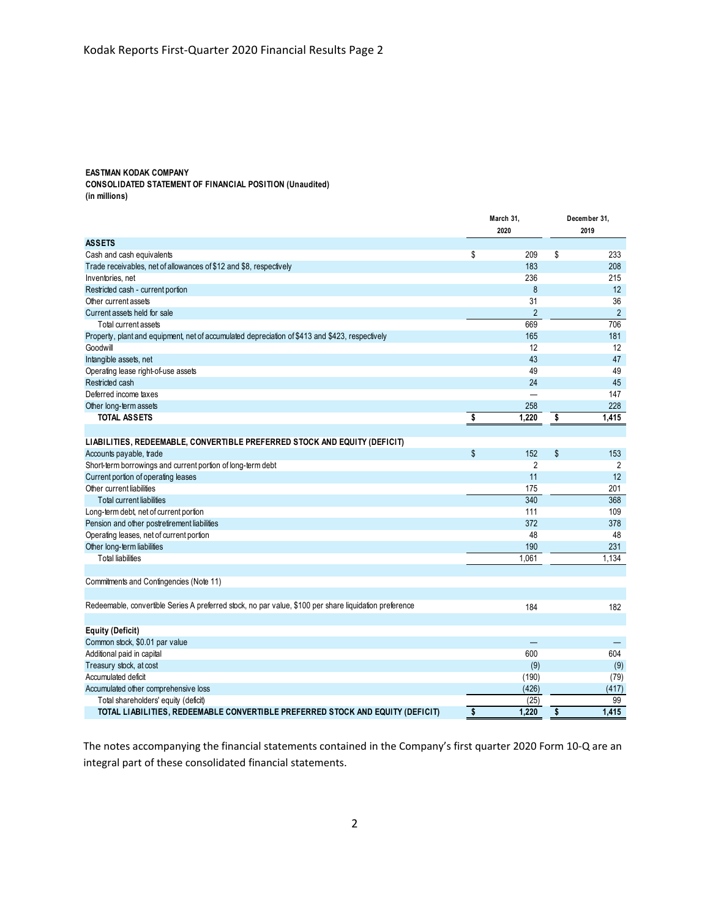**EASTMAN KODAK COMPANY**
**CONSOLIDATED STATEMENT OF FINANCIAL POSITION (Unaudited)**
**(in millions)**

| | March 31, 2020 | December 31, 2019 |
|---|---|---|
| **ASSETS** | | |
| Cash and cash equivalents | $ 209 | $ 233 |
| Trade receivables, net of allowances of $12 and $8, respectively | 183 | 208 |
| Inventories, net | 236 | 215 |
| Restricted cash - current portion | 8 | 12 |
| Other current assets | 31 | 36 |
| Current assets held for sale | 2 | 2 |
| Total current assets | 669 | 706 |
| Property, plant and equipment, net of accumulated depreciation of $413 and $423, respectively | 165 | 181 |
| Goodwill | 12 | 12 |
| Intangible assets, net | 43 | 47 |
| Operating lease right-of-use assets | 49 | 49 |
| Restricted cash | 24 | 45 |
| Deferred income taxes | — | 147 |
| Other long-term assets | 258 | 228 |
| **TOTAL ASSETS** | **$ 1,220** | **$ 1,415** |
| | | |
| **LIABILITIES, REDEEMABLE, CONVERTIBLE PREFERRED STOCK AND EQUITY (DEFICIT)** | | |
| Accounts payable, trade | $ 152 | $ 153 |
| Short-term borrowings and current portion of long-term debt | 2 | 2 |
| Current portion of operating leases | 11 | 12 |
| Other current liabilities | 175 | 201 |
| Total current liabilities | 340 | 368 |
| Long-term debt, net of current portion | 111 | 109 |
| Pension and other postretirement liabilities | 372 | 378 |
| Operating leases, net of current portion | 48 | 48 |
| Other long-term liabilities | 190 | 231 |
| Total liabilities | 1,061 | 1,134 |
| | | |
| Commitments and Contingencies (Note 11) | | |
| | | |
| Redeemable, convertible Series A preferred stock, no par value, $100 per share liquidation preference | 184 | 182 |
| | | |
| **Equity (Deficit)** | | |
| Common stock, $0.01 par value | — | — |
| Additional paid in capital | 600 | 604 |
| Treasury stock, at cost | (9) | (9) |
| Accumulated deficit | (190) | (79) |
| Accumulated other comprehensive loss | (426) | (417) |
| Total shareholders' equity (deficit) | (25) | 99 |
| **TOTAL LIABILITIES, REDEEMABLE CONVERTIBLE PREFERRED STOCK AND EQUITY (DEFICIT)** | **$ 1,220** | **$ 1,415** |

The notes accompanying the financial statements contained in the Company's first quarter 2020 Form 10-Q are an integral part of these consolidated financial statements.